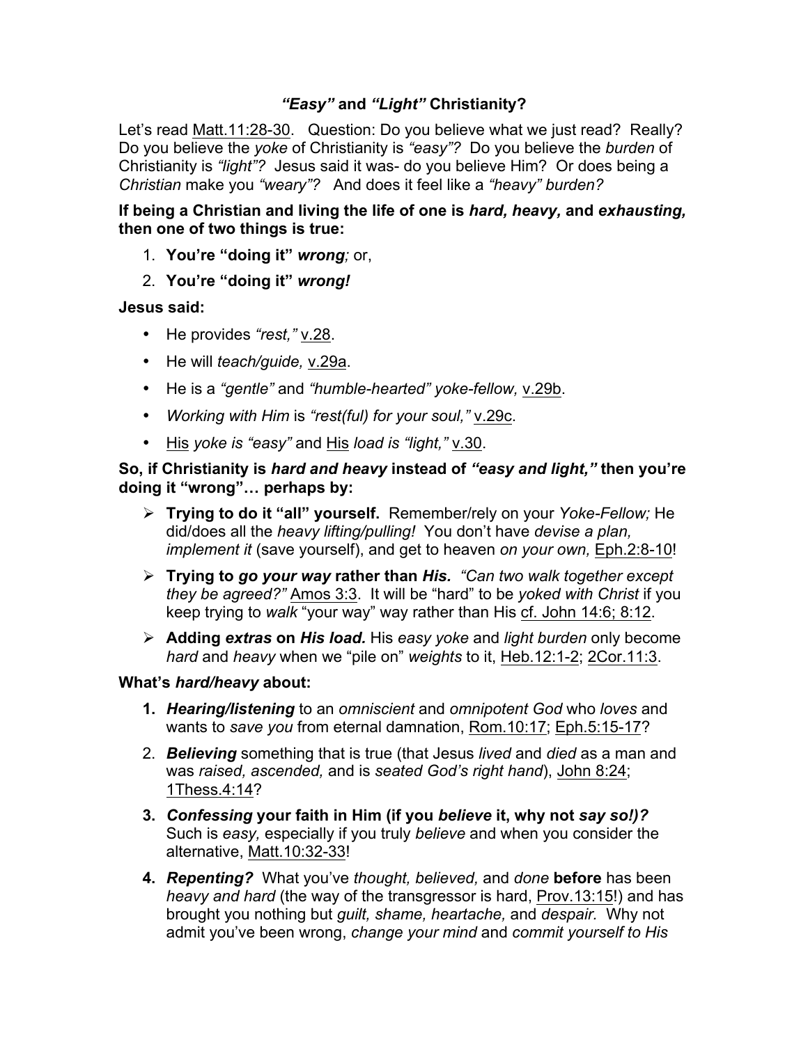## *"Easy"* and *"Light"* Christianity?

Let's read Matt.11:28-30. Question: Do you believe what we just read? Really? Do you believe the *yoke* of Christianity is *"easy"?* Do you believe the *burden* of Christianity is *"light"?* Jesus said it was- do you believe Him? Or does being a *Christian* make you *"weary"?* And does it feel like a *"heavy" burden?*

**If being a Christian and living the life of one is *hard, heavy,* and *exhausting,* then one of two things is true:**

1. **You're "doing it" *wrong*;** or,
2. **You're "doing it" *wrong!***

**Jesus said:**

- He provides *"rest,"* v.28.
- He will *teach/guide,* v.29a.
- He is a *"gentle"* and *"humble-hearted" yoke-fellow,* v.29b.
- *Working with Him* is *"rest(ful) for your soul,"* v.29c.
- His *yoke is "easy"* and His *load is "light,"* v.30.

**So, if Christianity is *hard and heavy* instead of *"easy and light,"* then you're doing it "wrong"… perhaps by:**

- **Trying to do it "all" yourself.** Remember/rely on your *Yoke-Fellow;* He did/does all the *heavy lifting/pulling!* You don't have *devise a plan, implement it* (save yourself), and get to heaven *on your own,* Eph.2:8-10!
- **Trying to *go your way* rather than *His.*** *"Can two walk together except they be agreed?"* Amos 3:3. It will be "hard" to be *yoked with Christ* if you keep trying to *walk* "your way" way rather than His cf. John 14:6; 8:12.
- **Adding *extras* on *His load.*** His *easy yoke* and *light burden* only become *hard* and *heavy* when we "pile on" *weights* to it, Heb.12:1-2; 2Cor.11:3.

**What's *hard/heavy* about:**

1. ***Hearing/listening*** to an *omniscient* and *omnipotent God* who *loves* and wants to *save you* from eternal damnation, Rom.10:17; Eph.5:15-17?
2. ***Believing*** something that is true (that Jesus *lived* and *died* as a man and was *raised, ascended,* and is *seated God's right hand*), John 8:24; 1Thess.4:14?
3. ***Confessing* your faith in Him (if you *believe* it, why not *say so!)?*** Such is *easy,* especially if you truly *believe* and when you consider the alternative, Matt.10:32-33!
4. ***Repenting?*** What you've *thought, believed,* and *done* **before** has been *heavy and hard* (the way of the transgressor is hard, Prov.13:15!) and has brought you nothing but *guilt, shame, heartache,* and *despair.* Why not admit you've been wrong, *change your mind* and *commit yourself to His*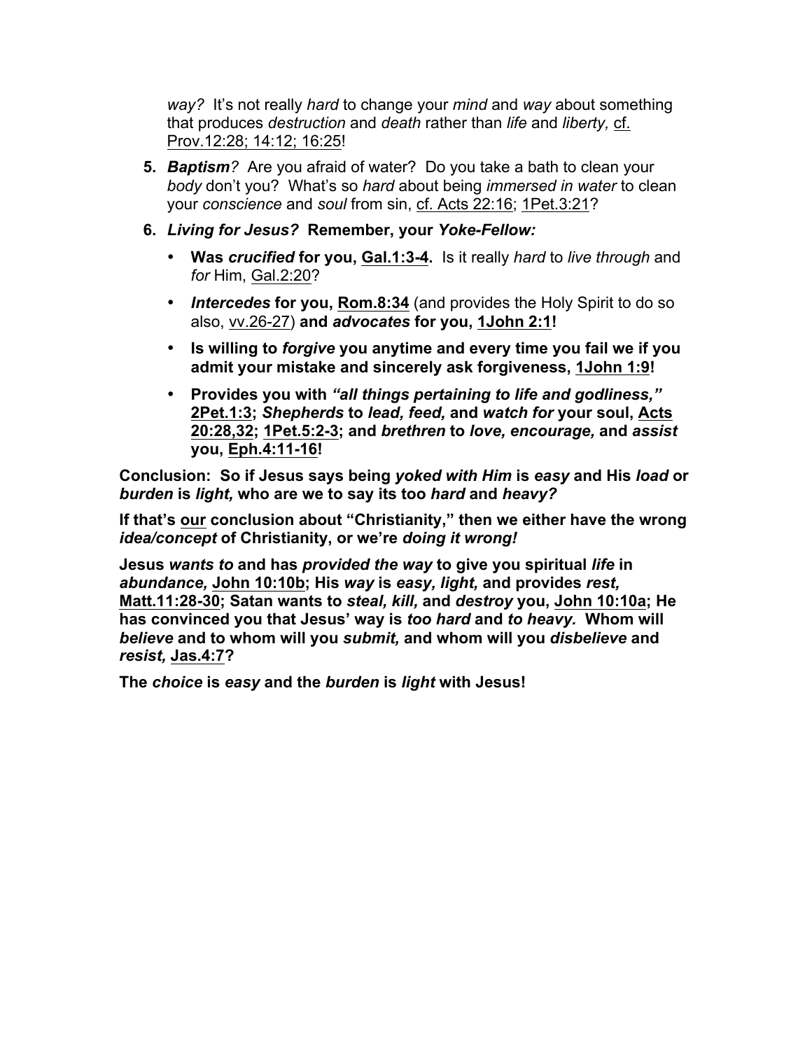*way?* It's not really *hard* to change your *mind* and *way* about something that produces *destruction* and *death* rather than *life* and *liberty,* cf. Prov.12:28; 14:12; 16:25!

5. ***Baptism****?* Are you afraid of water? Do you take a bath to clean your *body* don't you? What's so *hard* about being *immersed in water* to clean your *conscience* and *soul* from sin, cf. Acts 22:16; 1Pet.3:21?

6. ***Living for Jesus?* Remember, your *Yoke-Fellow:***

   - **Was *crucified* for you, Gal.1:3-4.** Is it really *hard* to *live through* and *for* Him, Gal.2:20?
   - ***Intercedes* for you, Rom.8:34** (and provides the Holy Spirit to do so also, vv.26-27) **and *advocates* for you, 1John 2:1!**
   - **Is willing to *forgive* you anytime and every time you fail we if you admit your mistake and sincerely ask forgiveness, 1John 1:9!**
   - **Provides you with *"all things pertaining to life and godliness,"* 2Pet.1:3; *Shepherds* to *lead, feed,* and *watch for* your soul, Acts 20:28,32; 1Pet.5:2-3; and *brethren* to *love, encourage,* and *assist* you, Eph.4:11-16!**

**Conclusion: So if Jesus says being *yoked with Him* is *easy* and His *load* or *burden* is *light,* who are we to say its too *hard* and *heavy?***

**If that's our conclusion about "Christianity," then we either have the wrong *idea/concept* of Christianity, or we're *doing it wrong!***

**Jesus *wants to* and has *provided the way* to give you spiritual *life* in *abundance,* John 10:10b; His *way* is *easy, light,* and provides *rest,* Matt.11:28-30; Satan wants to *steal, kill,* and *destroy* you, John 10:10a; He has convinced you that Jesus' way is *too hard* and *to heavy.* Whom will *believe* and to whom will you *submit,* and whom will you *disbelieve* and *resist,* Jas.4:7?**

**The *choice* is *easy* and the *burden* is *light* with Jesus!**